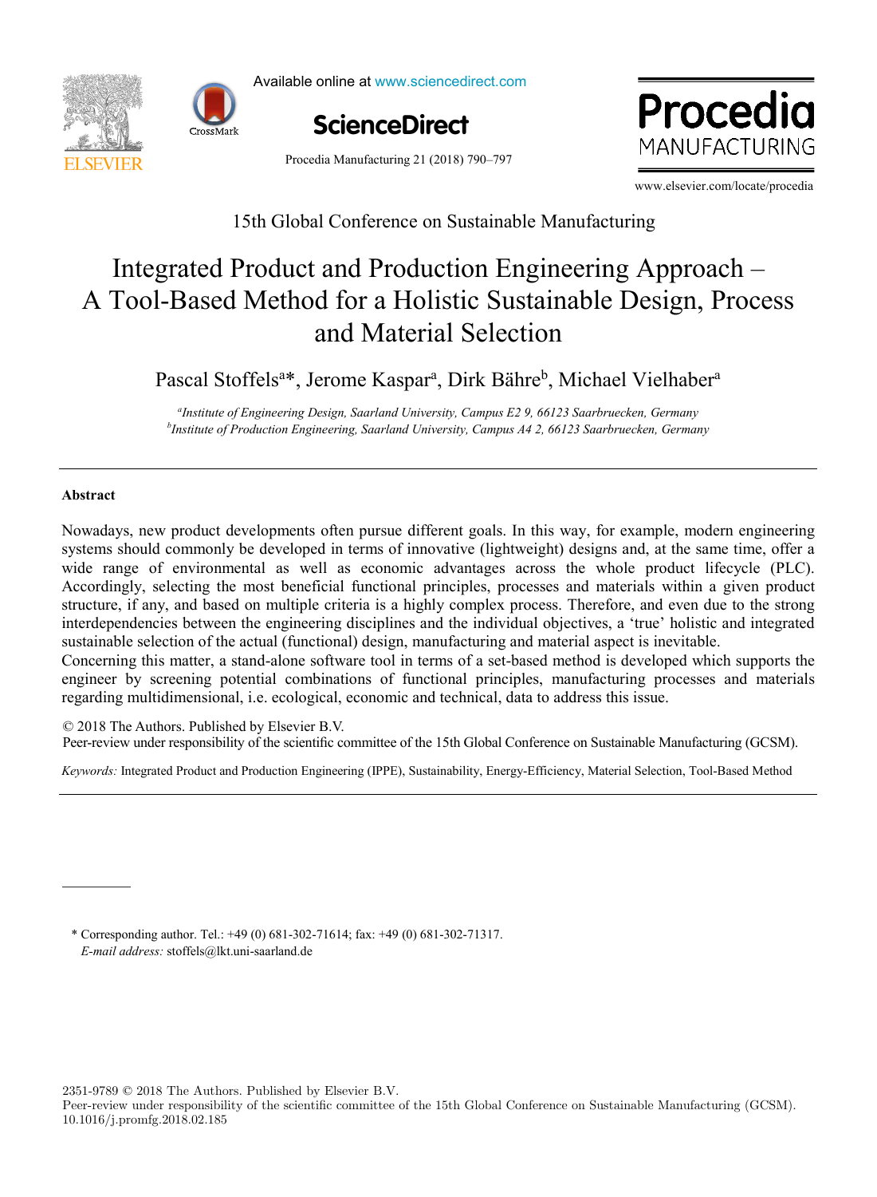15th Global Conference on Sustainable Manufacturing

# Integrated Product and Production Engineering Approach – A Tool-Based Method for a Holistic Sustainable Design, Process and Material Selection

Pascal Stoffels[a]*, Jerome Kaspar[a], Dirk Bähre[b], Michael Vielhaber[a]

[a]*Institute of Engineering Design, Saarland University, Campus E2 9, 66123 Saarbruecken, Germany*
[b]*Institute of Production Engineering, Saarland University, Campus A4 2, 66123 Saarbruecken, Germany*

---

**Abstract**

Nowadays, new product developments often pursue different goals. In this way, for example, modern engineering systems should commonly be developed in terms of innovative (lightweight) designs and, at the same time, offer a wide range of environmental as well as economic advantages across the whole product lifecycle (PLC). Accordingly, selecting the most beneficial functional principles, processes and materials within a given product structure, if any, and based on multiple criteria is a highly complex process. Therefore, and even due to the strong interdependencies between the engineering disciplines and the individual objectives, a 'true' holistic and integrated sustainable selection of the actual (functional) design, manufacturing and material aspect is inevitable.

Concerning this matter, a stand-alone software tool in terms of a set-based method is developed which supports the engineer by screening potential combinations of functional principles, manufacturing processes and materials regarding multidimensional, i.e. ecological, economic and technical, data to address this issue.

© 2018 The Authors. Published by Elsevier B.V.
Peer-review under responsibility of the scientific committee of the 15th Global Conference on Sustainable Manufacturing (GCSM).

*Keywords:* Integrated Product and Production Engineering (IPPE), Sustainability, Energy-Efficiency, Material Selection, Tool-Based Method

---

\* Corresponding author. Tel.: +49 (0) 681-302-71614; fax: +49 (0) 681-302-71317.
*E-mail address:* stoffels@lkt.uni-saarland.de

2351-9789 © 2018 The Authors. Published by Elsevier B.V.
Peer-review under responsibility of the scientific committee of the 15th Global Conference on Sustainable Manufacturing (GCSM).
10.1016/j.promfg.2018.02.185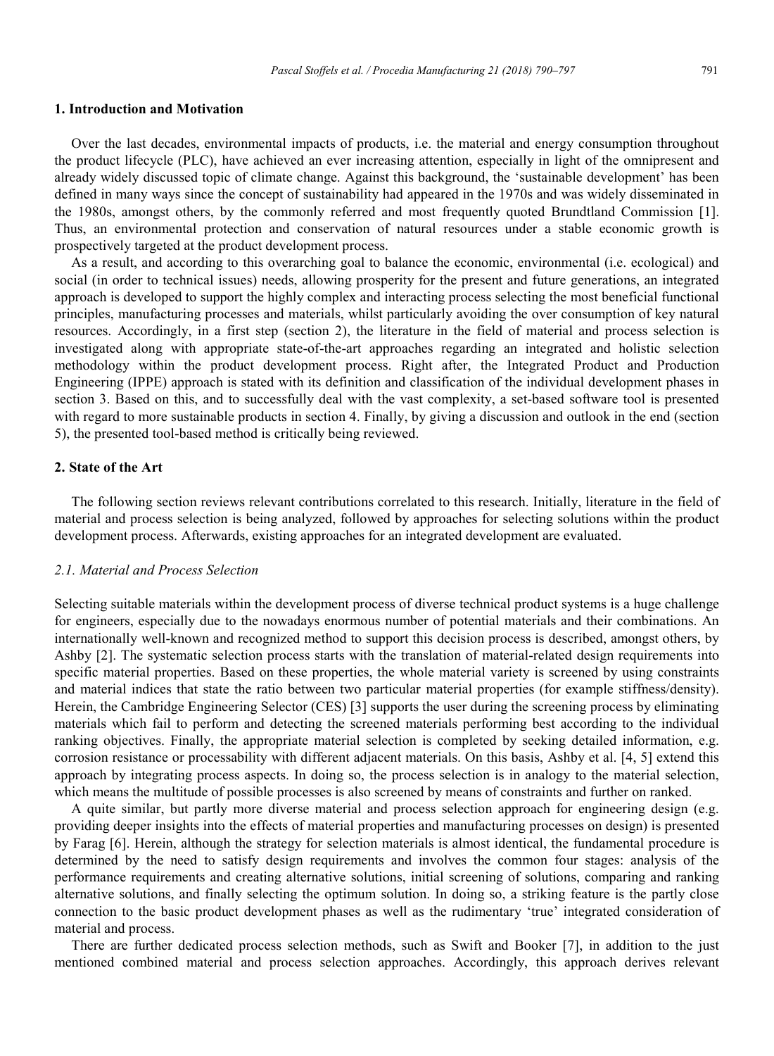## 1. Introduction and Motivation

Over the last decades, environmental impacts of products, i.e. the material and energy consumption throughout the product lifecycle (PLC), have achieved an ever increasing attention, especially in light of the omnipresent and already widely discussed topic of climate change. Against this background, the 'sustainable development' has been defined in many ways since the concept of sustainability had appeared in the 1970s and was widely disseminated in the 1980s, amongst others, by the commonly referred and most frequently quoted Brundtland Commission [1]. Thus, an environmental protection and conservation of natural resources under a stable economic growth is prospectively targeted at the product development process.

As a result, and according to this overarching goal to balance the economic, environmental (i.e. ecological) and social (in order to technical issues) needs, allowing prosperity for the present and future generations, an integrated approach is developed to support the highly complex and interacting process selecting the most beneficial functional principles, manufacturing processes and materials, whilst particularly avoiding the over consumption of key natural resources. Accordingly, in a first step (section 2), the literature in the field of material and process selection is investigated along with appropriate state-of-the-art approaches regarding an integrated and holistic selection methodology within the product development process. Right after, the Integrated Product and Production Engineering (IPPE) approach is stated with its definition and classification of the individual development phases in section 3. Based on this, and to successfully deal with the vast complexity, a set-based software tool is presented with regard to more sustainable products in section 4. Finally, by giving a discussion and outlook in the end (section 5), the presented tool-based method is critically being reviewed.

## 2. State of the Art

The following section reviews relevant contributions correlated to this research. Initially, literature in the field of material and process selection is being analyzed, followed by approaches for selecting solutions within the product development process. Afterwards, existing approaches for an integrated development are evaluated.

### *2.1. Material and Process Selection*

Selecting suitable materials within the development process of diverse technical product systems is a huge challenge for engineers, especially due to the nowadays enormous number of potential materials and their combinations. An internationally well-known and recognized method to support this decision process is described, amongst others, by Ashby [2]. The systematic selection process starts with the translation of material-related design requirements into specific material properties. Based on these properties, the whole material variety is screened by using constraints and material indices that state the ratio between two particular material properties (for example stiffness/density). Herein, the Cambridge Engineering Selector (CES) [3] supports the user during the screening process by eliminating materials which fail to perform and detecting the screened materials performing best according to the individual ranking objectives. Finally, the appropriate material selection is completed by seeking detailed information, e.g. corrosion resistance or processability with different adjacent materials. On this basis, Ashby et al. [4, 5] extend this approach by integrating process aspects. In doing so, the process selection is in analogy to the material selection, which means the multitude of possible processes is also screened by means of constraints and further on ranked.

A quite similar, but partly more diverse material and process selection approach for engineering design (e.g. providing deeper insights into the effects of material properties and manufacturing processes on design) is presented by Farag [6]. Herein, although the strategy for selection materials is almost identical, the fundamental procedure is determined by the need to satisfy design requirements and involves the common four stages: analysis of the performance requirements and creating alternative solutions, initial screening of solutions, comparing and ranking alternative solutions, and finally selecting the optimum solution. In doing so, a striking feature is the partly close connection to the basic product development phases as well as the rudimentary 'true' integrated consideration of material and process.

There are further dedicated process selection methods, such as Swift and Booker [7], in addition to the just mentioned combined material and process selection approaches. Accordingly, this approach derives relevant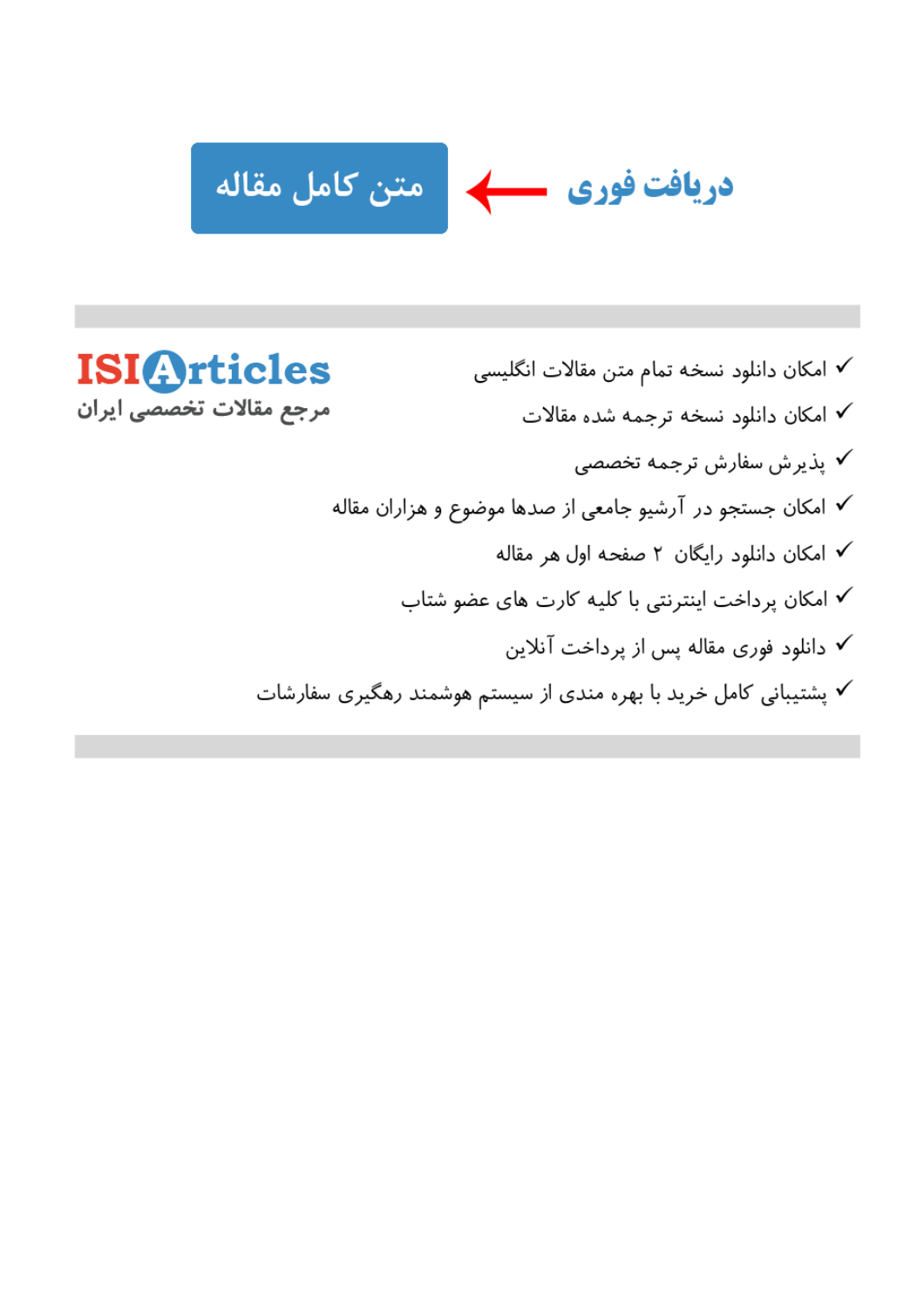دریافت فوری ← **متن کامل مقاله**

**ISIArticles**
مرجع مقالات تخصصی ایران

- ✓ امکان دانلود نسخه تمام متن مقالات انگلیسی
- ✓ امکان دانلود نسخه ترجمه شده مقالات
- ✓ پذیرش سفارش ترجمه تخصصی
- ✓ امکان جستجو در آرشیو جامعی از صدها موضوع و هزاران مقاله
- ✓ امکان دانلود رایگان ۲ صفحه اول هر مقاله
- ✓ امکان پرداخت اینترنتی با کلیه کارت های عضو شتاب
- ✓ دانلود فوری مقاله پس از پرداخت آنلاین
- ✓ پشتیبانی کامل خرید با بهره مندی از سیستم هوشمند رهگیری سفارشات